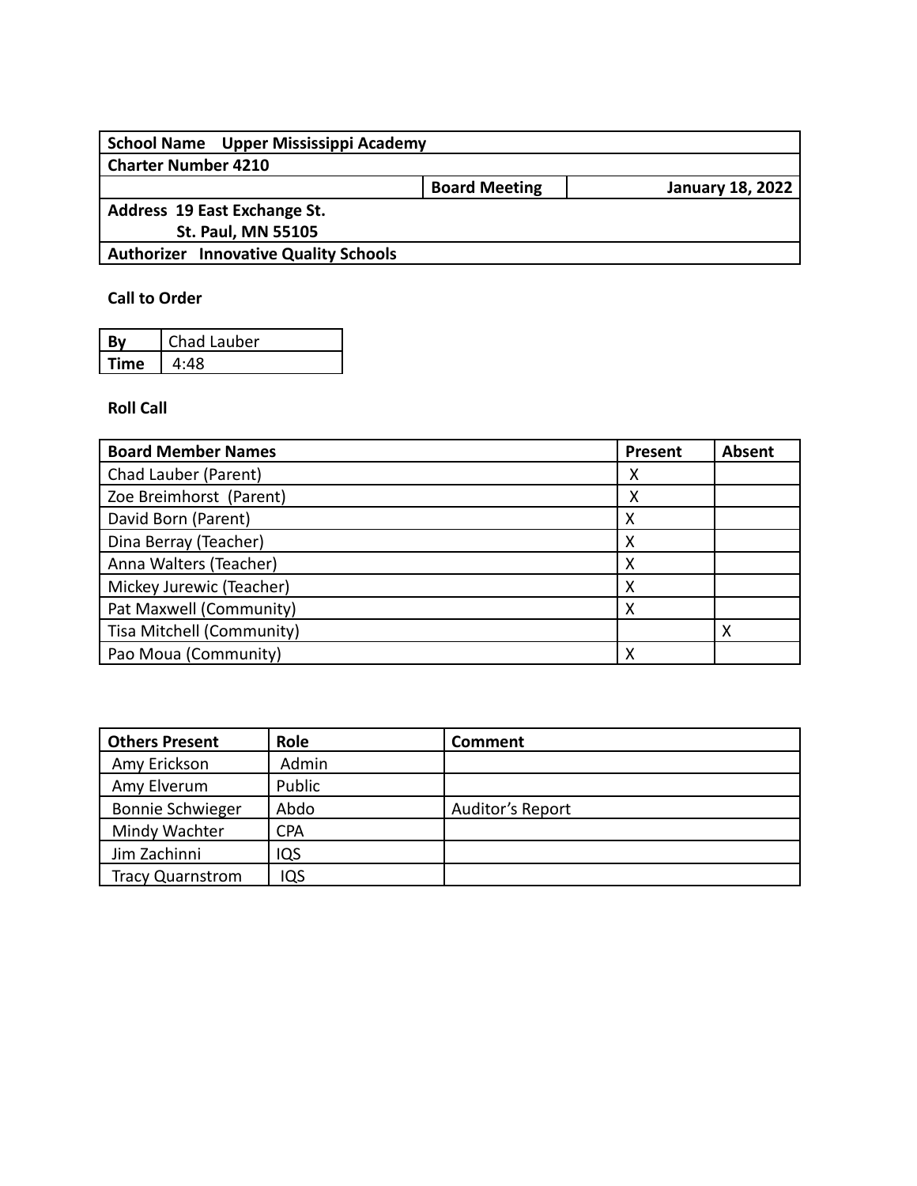| School Name Upper Mississippi Academy | | |
|---|---|---|
| Charter Number 4210 | | |
| | Board Meeting | January 18, 2022 |
| Address 19 East Exchange St.<br>St. Paul, MN 55105 | | |
| Authorizer Innovative Quality Schools | | |

**Call to Order**

| By | Chad Lauber |
|---|---|
| Time | 4:48 |

**Roll Call**

| Board Member Names | Present | Absent |
|---|---|---|
| Chad Lauber (Parent) | X | |
| Zoe Breimhorst (Parent) | X | |
| David Born (Parent) | X | |
| Dina Berray (Teacher) | X | |
| Anna Walters (Teacher) | X | |
| Mickey Jurewic (Teacher) | X | |
| Pat Maxwell (Community) | X | |
| Tisa Mitchell (Community) | | X |
| Pao Moua (Community) | X | |

| Others Present | Role | Comment |
|---|---|---|
| Amy Erickson | Admin | |
| Amy Elverum | Public | |
| Bonnie Schwieger | Abdo | Auditor's Report |
| Mindy Wachter | CPA | |
| Jim Zachinni | IQS | |
| Tracy Quarnstrom | IQS | |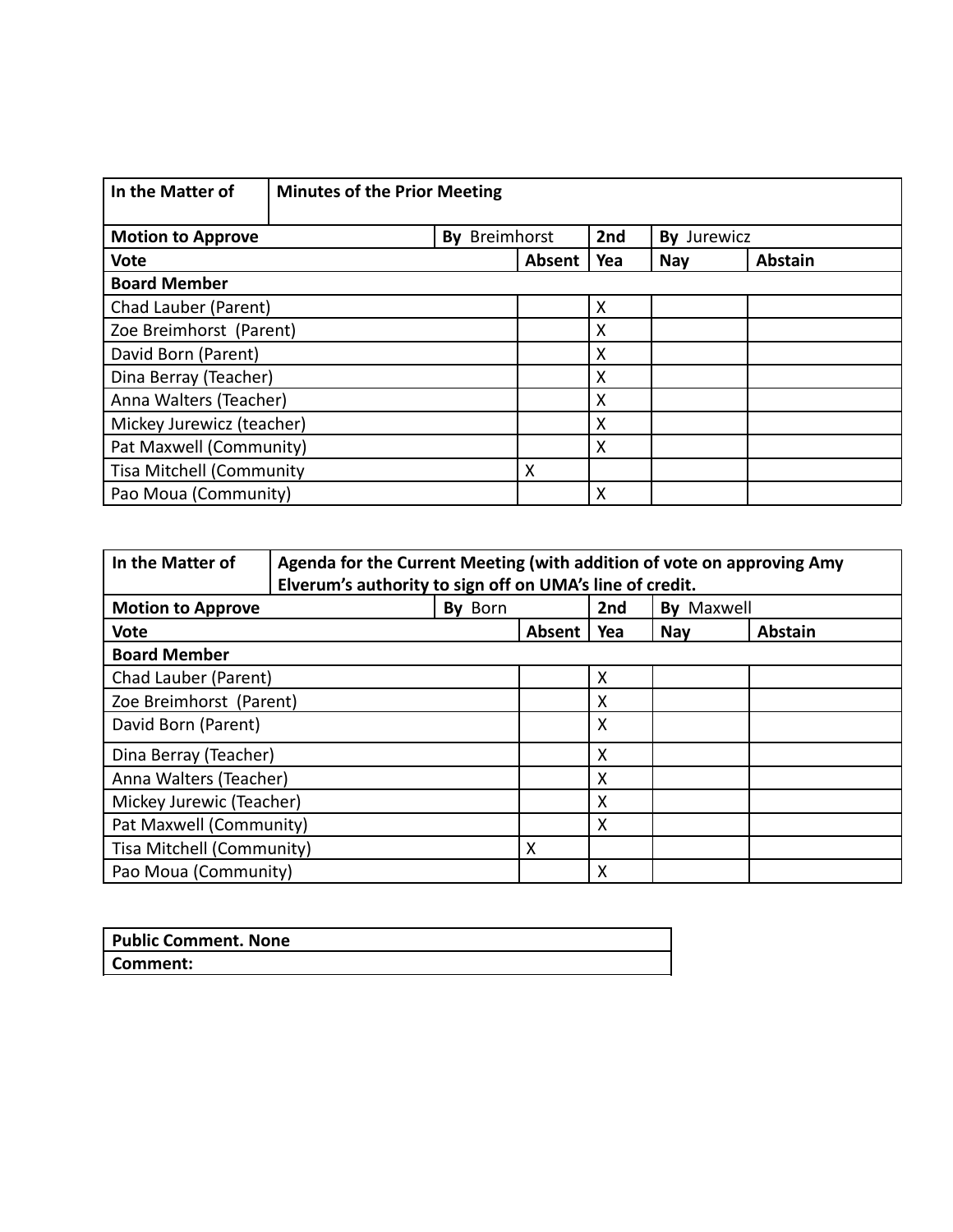| In the Matter of | Minutes of the Prior Meeting | | | | |
|---|---|---|---|---|---|
| **Motion to Approve** | | **By** Breimhorst | **2nd** | **By** Jurewicz | |
| **Vote** | | **Absent** | **Yea** | **Nay** | **Abstain** |
| **Board Member** | | | | | |
| Chad Lauber (Parent) | | | X | | |
| Zoe Breimhorst (Parent) | | | X | | |
| David Born (Parent) | | | X | | |
| Dina Berray (Teacher) | | | X | | |
| Anna Walters (Teacher) | | | X | | |
| Mickey Jurewicz (teacher) | | | X | | |
| Pat Maxwell (Community) | | | X | | |
| Tisa Mitchell (Community | | X | | | |
| Pao Moua (Community) | | | X | | |

| In the Matter of | Agenda for the Current Meeting (with addition of vote on approving Amy Elverum's authority to sign off on UMA's line of credit. | | | | |
|---|---|---|---|---|---|
| **Motion to Approve** | | **By** Born | **2nd** | **By** Maxwell | |
| **Vote** | | **Absent** | **Yea** | **Nay** | **Abstain** |
| **Board Member** | | | | | |
| Chad Lauber (Parent) | | | X | | |
| Zoe Breimhorst (Parent) | | | X | | |
| David Born (Parent) | | | X | | |
| Dina Berray (Teacher) | | | X | | |
| Anna Walters (Teacher) | | | X | | |
| Mickey Jurewic (Teacher) | | | X | | |
| Pat Maxwell (Community) | | | X | | |
| Tisa Mitchell (Community) | | X | | | |
| Pao Moua (Community) | | | X | | |

| Public Comment. None |
|---|
| **Comment:** |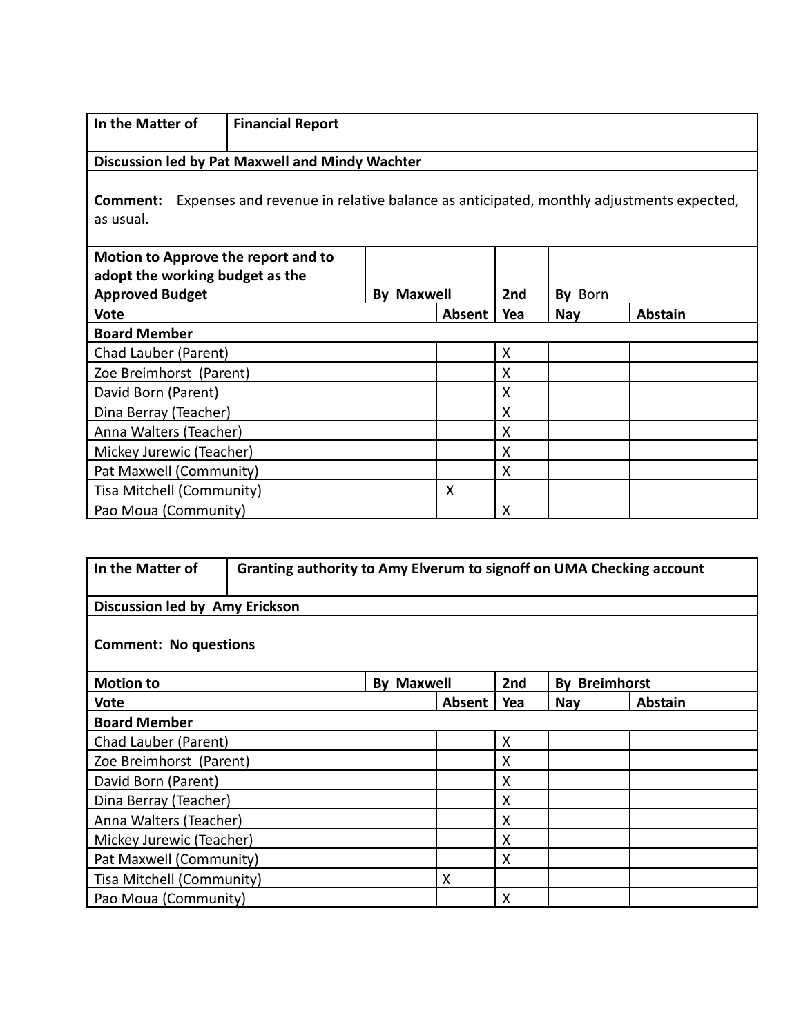| In the Matter of | Financial Report | | | | |
|---|---|---|---|---|---|
| **Discussion led by Pat Maxwell and Mindy Wachter** | | | | | |
| **Comment:** Expenses and revenue in relative balance as anticipated, monthly adjustments expected, as usual. | | | | | |
| **Motion to Approve the report and to adopt the working budget as the Approved Budget** | **By** Maxwell | | **2nd** | **By** Born | |
| **Vote** | | **Absent** | **Yea** | **Nay** | **Abstain** |
| **Board Member** | | | | | |
| Chad Lauber (Parent) | | | X | | |
| Zoe Breimhorst (Parent) | | | X | | |
| David Born (Parent) | | | X | | |
| Dina Berray (Teacher) | | | X | | |
| Anna Walters (Teacher) | | | X | | |
| Mickey Jurewic (Teacher) | | | X | | |
| Pat Maxwell (Community) | | | X | | |
| Tisa Mitchell (Community) | | X | | | |
| Pao Moua (Community) | | | X | | |

| In the Matter of | Granting authority to Amy Elverum to signoff on UMA Checking account | | | | |
|---|---|---|---|---|---|
| **Discussion led by Amy Erickson** | | | | | |
| **Comment: No questions** | | | | | |
| **Motion to** | **By** Maxwell | | **2nd** | **By** Breimhorst | |
| **Vote** | | **Absent** | **Yea** | **Nay** | **Abstain** |
| **Board Member** | | | | | |
| Chad Lauber (Parent) | | | X | | |
| Zoe Breimhorst (Parent) | | | X | | |
| David Born (Parent) | | | X | | |
| Dina Berray (Teacher) | | | X | | |
| Anna Walters (Teacher) | | | X | | |
| Mickey Jurewic (Teacher) | | | X | | |
| Pat Maxwell (Community) | | | X | | |
| Tisa Mitchell (Community) | | X | | | |
| Pao Moua (Community) | | | X | | |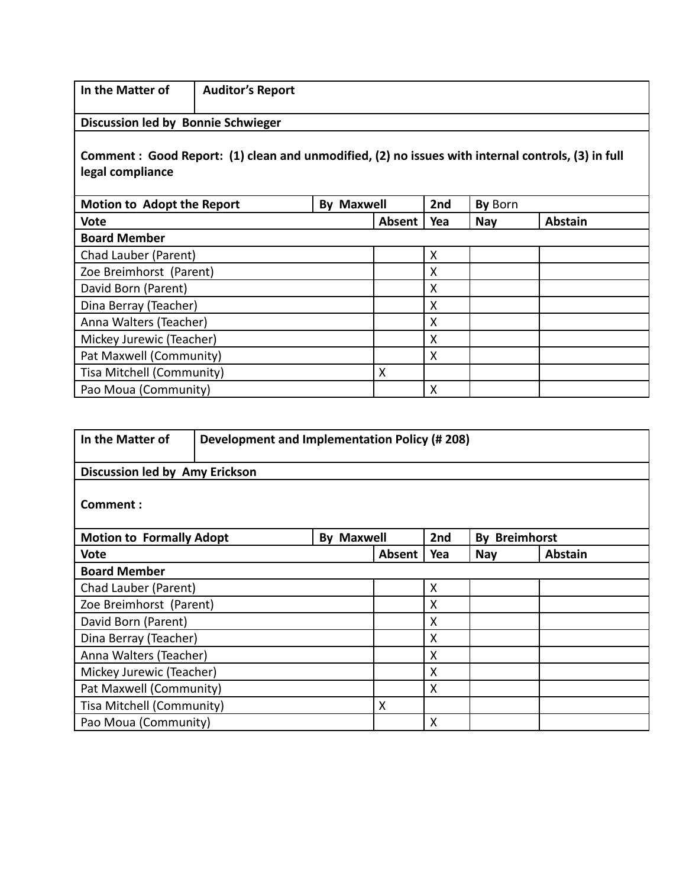| In the Matter of | Auditor's Report | | | | |
|---|---|---|---|---|---|
| **Discussion led by Bonnie Schwieger** | | | | | |
| **Comment : Good Report: (1) clean and unmodified, (2) no issues with internal controls, (3) in full legal compliance** | | | | | |
| **Motion to Adopt the Report** | **By Maxwell** | | **2nd** | **By** Born | |
| **Vote** | | **Absent** | **Yea** | **Nay** | **Abstain** |
| **Board Member** | | | | | |
| Chad Lauber (Parent) | | | X | | |
| Zoe Breimhorst (Parent) | | | X | | |
| David Born (Parent) | | | X | | |
| Dina Berray (Teacher) | | | X | | |
| Anna Walters (Teacher) | | | X | | |
| Mickey Jurewic (Teacher) | | | X | | |
| Pat Maxwell (Community) | | | X | | |
| Tisa Mitchell (Community) | | X | | | |
| Pao Moua (Community) | | | X | | |

| In the Matter of | Development and Implementation Policy (# 208) | | | | |
|---|---|---|---|---|---|
| **Discussion led by Amy Erickson** | | | | | |
| **Comment :** | | | | | |
| **Motion to Formally Adopt** | **By Maxwell** | | **2nd** | **By Breimhorst** | |
| **Vote** | | **Absent** | **Yea** | **Nay** | **Abstain** |
| **Board Member** | | | | | |
| Chad Lauber (Parent) | | | X | | |
| Zoe Breimhorst (Parent) | | | X | | |
| David Born (Parent) | | | X | | |
| Dina Berray (Teacher) | | | X | | |
| Anna Walters (Teacher) | | | X | | |
| Mickey Jurewic (Teacher) | | | X | | |
| Pat Maxwell (Community) | | | X | | |
| Tisa Mitchell (Community) | | X | | | |
| Pao Moua (Community) | | | X | | |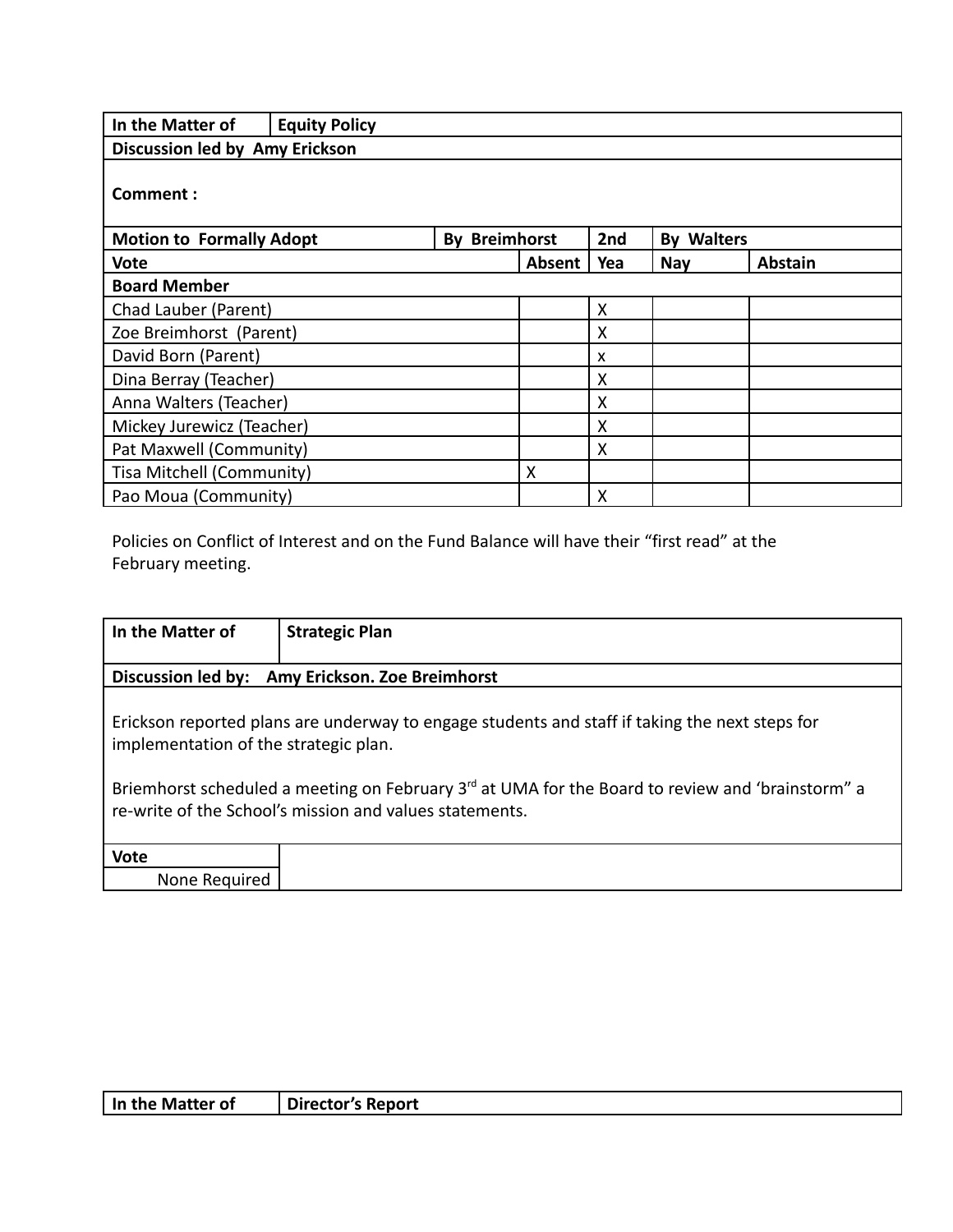| In the Matter of | Equity Policy | | | | |
|---|---|---|---|---|---|
| **Discussion led by Amy Erickson** | | | | | |
| **Comment :** | | | | | |
| **Motion to Formally Adopt** | **By Breimhorst** | | **2nd** | **By Walters** | |
| **Vote** | | **Absent** | **Yea** | **Nay** | **Abstain** |
| **Board Member** | | | | | |
| Chad Lauber (Parent) | | | X | | |
| Zoe Breimhorst (Parent) | | | X | | |
| David Born (Parent) | | | x | | |
| Dina Berray (Teacher) | | | X | | |
| Anna Walters (Teacher) | | | X | | |
| Mickey Jurewicz (Teacher) | | | X | | |
| Pat Maxwell (Community) | | | X | | |
| Tisa Mitchell (Community) | | X | | | |
| Pao Moua (Community) | | | X | | |

Policies on Conflict of Interest and on the Fund Balance will have their "first read" at the February meeting.

| In the Matter of | Strategic Plan |
|---|---|
| **Discussion led by: Amy Erickson. Zoe Breimhorst** | |
| Erickson reported plans are underway to engage students and staff if taking the next steps for implementation of the strategic plan.<br><br>Briemhorst scheduled a meeting on February 3rd at UMA for the Board to review and 'brainstorm" a re-write of the School's mission and values statements. | |
| **Vote** | |
| None Required | |

| In the Matter of | Director's Report |
|---|---|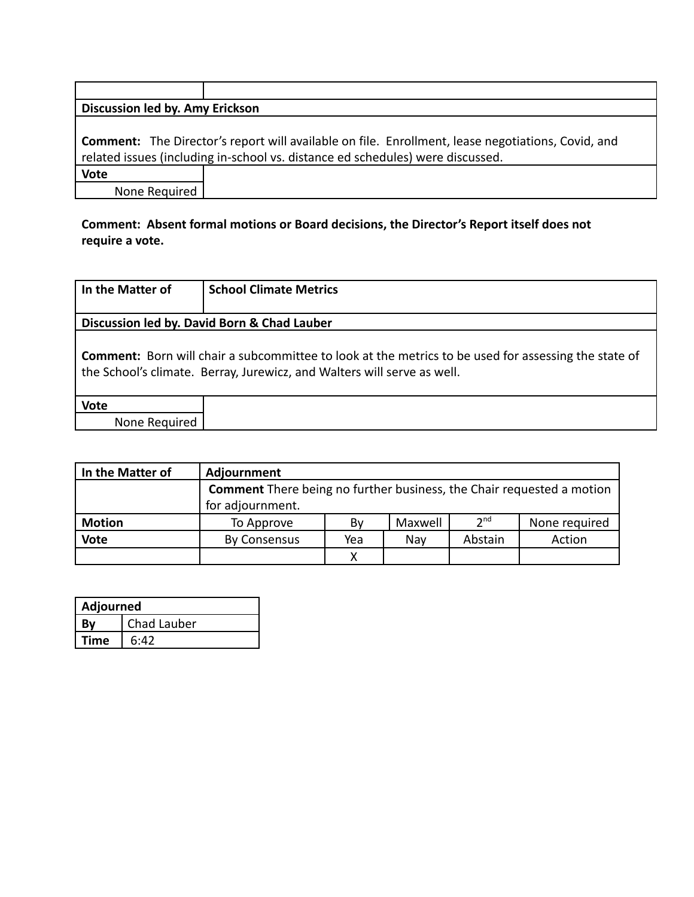| | |
|---|---|
| | |
| **Discussion led by. Amy Erickson** | |
| **Comment:** The Director's report will available on file. Enrollment, lease negotiations, Covid, and related issues (including in-school vs. distance ed schedules) were discussed. | |
| **Vote** None Required | |

**Comment: Absent formal motions or Board decisions, the Director's Report itself does not require a vote.**

| | |
|---|---|
| **In the Matter of** | **School Climate Metrics** |
| **Discussion led by. David Born & Chad Lauber** | |
| **Comment:** Born will chair a subcommittee to look at the metrics to be used for assessing the state of the School's climate. Berray, Jurewicz, and Walters will serve as well. | |
| **Vote** None Required | |

| | | | | | |
|---|---|---|---|---|---|
| **In the Matter of** | **Adjournment** | | | | |
| | **Comment** There being no further business, the Chair requested a motion for adjournment. | | | | |
| **Motion** | To Approve | By | Maxwell | 2nd | None required |
| **Vote** | By Consensus | Yea | Nay | Abstain | Action |
| | | X | | | |

| | |
|---|---|
| **Adjourned** | |
| **By** | Chad Lauber |
| **Time** | 6:42 |